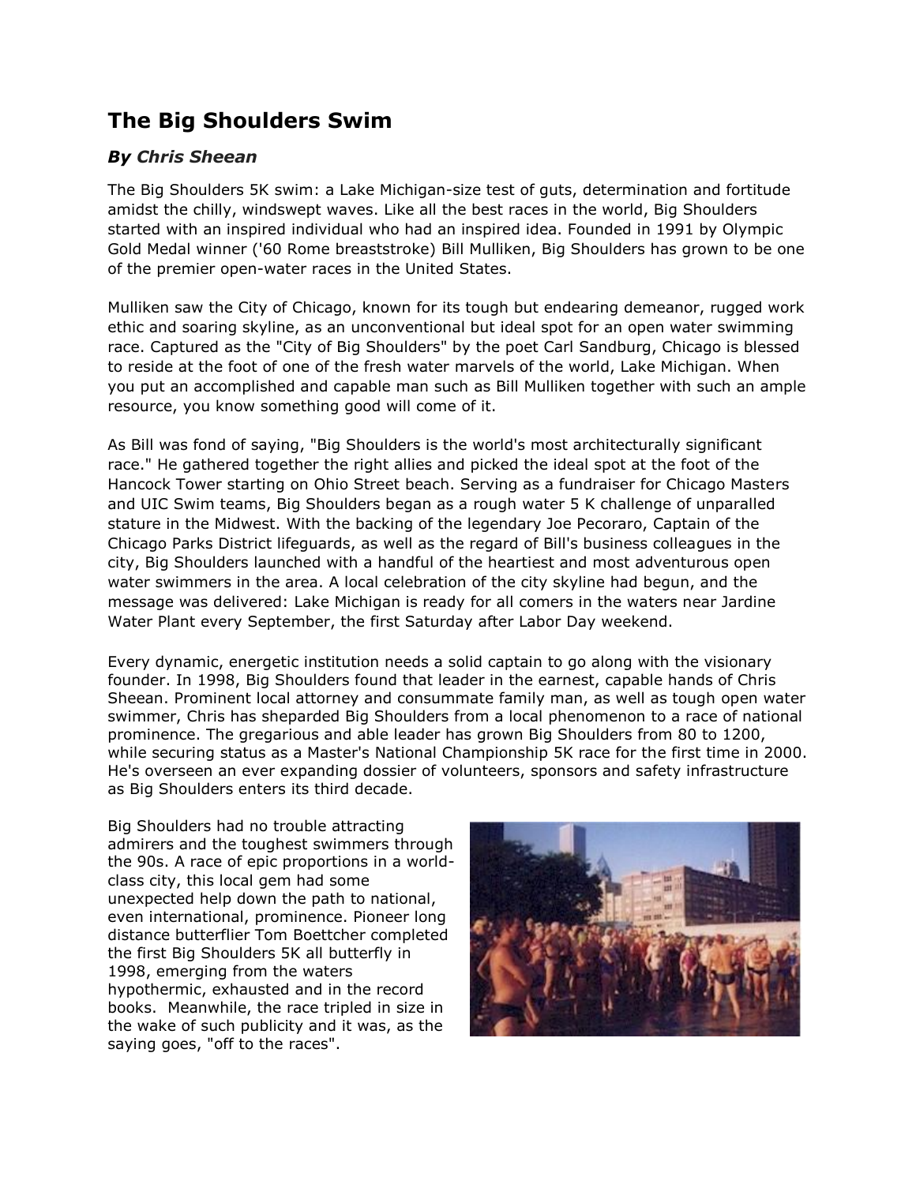# The Big Shoulders Swim

### *By Chris Sheean*

The Big Shoulders 5K swim: a Lake Michigan-size test of guts, determination and fortitude amidst the chilly, windswept waves. Like all the best races in the world, Big Shoulders started with an inspired individual who had an inspired idea. Founded in 1991 by Olympic Gold Medal winner ('60 Rome breaststroke) Bill Mulliken, Big Shoulders has grown to be one of the premier open-water races in the United States.

Mulliken saw the City of Chicago, known for its tough but endearing demeanor, rugged work ethic and soaring skyline, as an unconventional but ideal spot for an open water swimming race. Captured as the "City of Big Shoulders" by the poet Carl Sandburg, Chicago is blessed to reside at the foot of one of the fresh water marvels of the world, Lake Michigan. When you put an accomplished and capable man such as Bill Mulliken together with such an ample resource, you know something good will come of it.

As Bill was fond of saying, "Big Shoulders is the world's most architecturally significant race." He gathered together the right allies and picked the ideal spot at the foot of the Hancock Tower starting on Ohio Street beach. Serving as a fundraiser for Chicago Masters and UIC Swim teams, Big Shoulders began as a rough water 5 K challenge of unparalled stature in the Midwest. With the backing of the legendary Joe Pecoraro, Captain of the Chicago Parks District lifeguards, as well as the regard of Bill's business colleagues in the city, Big Shoulders launched with a handful of the heartiest and most adventurous open water swimmers in the area. A local celebration of the city skyline had begun, and the message was delivered: Lake Michigan is ready for all comers in the waters near Jardine Water Plant every September, the first Saturday after Labor Day weekend.

Every dynamic, energetic institution needs a solid captain to go along with the visionary founder. In 1998, Big Shoulders found that leader in the earnest, capable hands of Chris Sheean. Prominent local attorney and consummate family man, as well as tough open water swimmer, Chris has sheparded Big Shoulders from a local phenomenon to a race of national prominence. The gregarious and able leader has grown Big Shoulders from 80 to 1200, while securing status as a Master's National Championship 5K race for the first time in 2000. He's overseen an ever expanding dossier of volunteers, sponsors and safety infrastructure as Big Shoulders enters its third decade.

Big Shoulders had no trouble attracting admirers and the toughest swimmers through the 90s. A race of epic proportions in a world-class city, this local gem had some unexpected help down the path to national, even international, prominence. Pioneer long distance butterflier Tom Boettcher completed the first Big Shoulders 5K all butterfly in 1998, emerging from the waters hypothermic, exhausted and in the record books. Meanwhile, the race tripled in size in the wake of such publicity and it was, as the saying goes, "off to the races".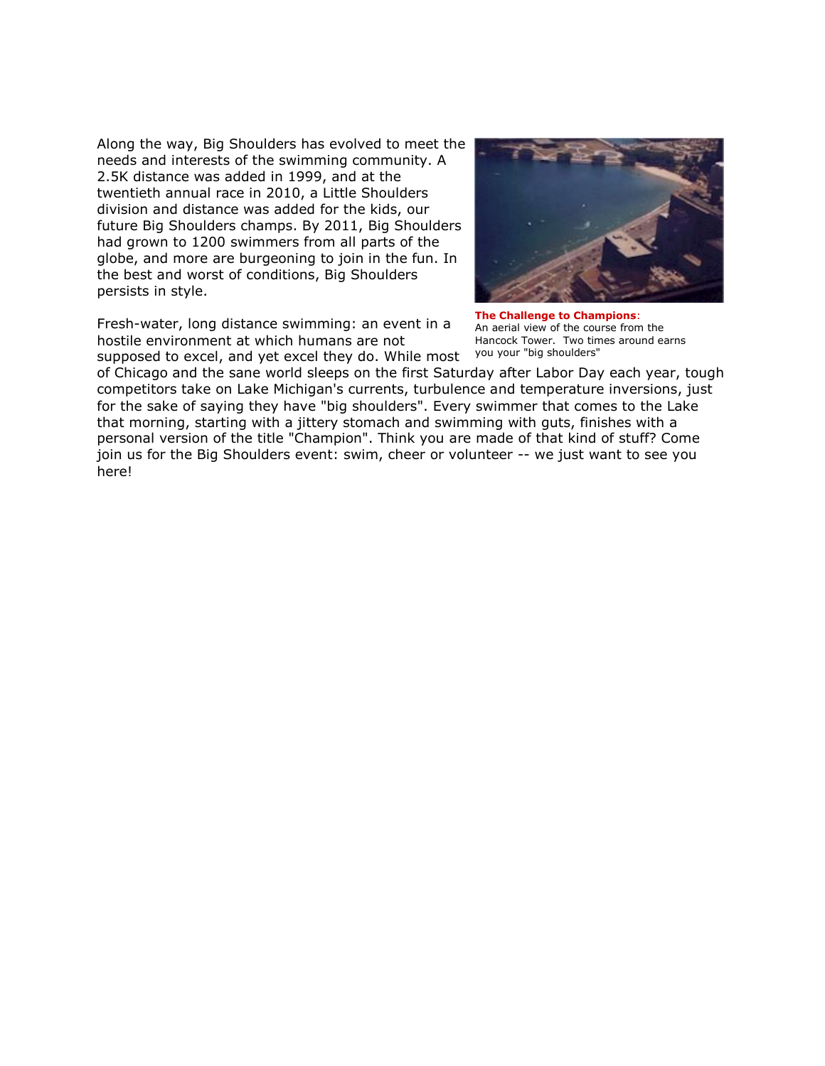Along the way, Big Shoulders has evolved to meet the needs and interests of the swimming community. A 2.5K distance was added in 1999, and at the twentieth annual race in 2010, a Little Shoulders division and distance was added for the kids, our future Big Shoulders champs. By 2011, Big Shoulders had grown to 1200 swimmers from all parts of the globe, and more are burgeoning to join in the fun. In the best and worst of conditions, Big Shoulders persists in style.

**The Challenge to Champions**: An aerial view of the course from the Hancock Tower. Two times around earns you your "big shoulders"

Fresh-water, long distance swimming: an event in a hostile environment at which humans are not supposed to excel, and yet excel they do. While most of Chicago and the sane world sleeps on the first Saturday after Labor Day each year, tough competitors take on Lake Michigan's currents, turbulence and temperature inversions, just for the sake of saying they have "big shoulders". Every swimmer that comes to the Lake that morning, starting with a jittery stomach and swimming with guts, finishes with a personal version of the title "Champion". Think you are made of that kind of stuff? Come join us for the Big Shoulders event: swim, cheer or volunteer -- we just want to see you here!